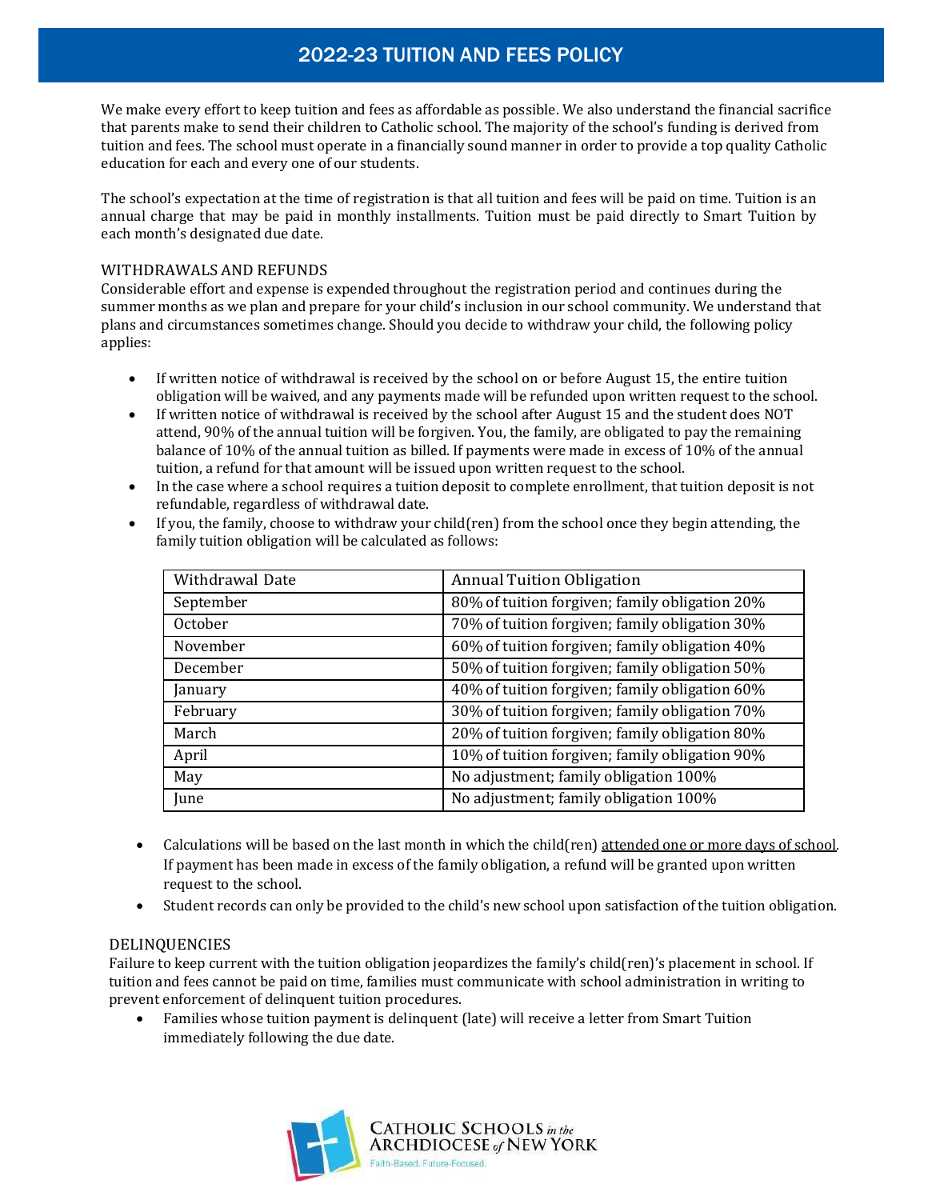# 2022-23 TUITION AND FEES POLICY

We make every effort to keep tuition and fees as affordable as possible. We also understand the financial sacrifice that parents make to send their children to Catholic school. The majority of the school's funding is derived from tuition and fees. The school must operate in a financially sound manner in order to provide a top quality Catholic education for each and every one of our students.

The school's expectation at the time of registration is that all tuition and fees will be paid on time. Tuition is an annual charge that may be paid in monthly installments. Tuition must be paid directly to Smart Tuition by each month's designated due date.

## WITHDRAWALS AND REFUNDS

Considerable effort and expense is expended throughout the registration period and continues during the summer months as we plan and prepare for your child's inclusion in our school community. We understand that plans and circumstances sometimes change. Should you decide to withdraw your child, the following policy applies:

- If written notice of withdrawal is received by the school on or before August 15, the entire tuition obligation will be waived, and any payments made will be refunded upon written request to the school.
- If written notice of withdrawal is received by the school after August 15 and the student does NOT attend, 90% of the annual tuition will be forgiven. You, the family, are obligated to pay the remaining balance of 10% of the annual tuition as billed. If payments were made in excess of 10% of the annual tuition, a refund for that amount will be issued upon written request to the school.
- In the case where a school requires a tuition deposit to complete enrollment, that tuition deposit is not refundable, regardless of withdrawal date.
- If you, the family, choose to withdraw your child(ren) from the school once they begin attending, the family tuition obligation will be calculated as follows:

| Withdrawal Date | Annual Tuition Obligation |
|---|---|
| September | 80% of tuition forgiven; family obligation 20% |
| October | 70% of tuition forgiven; family obligation 30% |
| November | 60% of tuition forgiven; family obligation 40% |
| December | 50% of tuition forgiven; family obligation 50% |
| January | 40% of tuition forgiven; family obligation 60% |
| February | 30% of tuition forgiven; family obligation 70% |
| March | 20% of tuition forgiven; family obligation 80% |
| April | 10% of tuition forgiven; family obligation 90% |
| May | No adjustment; family obligation 100% |
| June | No adjustment; family obligation 100% |

- Calculations will be based on the last month in which the child(ren) attended one or more days of school. If payment has been made in excess of the family obligation, a refund will be granted upon written request to the school.
- Student records can only be provided to the child's new school upon satisfaction of the tuition obligation.

## DELINQUENCIES

Failure to keep current with the tuition obligation jeopardizes the family's child(ren)'s placement in school. If tuition and fees cannot be paid on time, families must communicate with school administration in writing to prevent enforcement of delinquent tuition procedures.

- Families whose tuition payment is delinquent (late) will receive a letter from Smart Tuition immediately following the due date.

CATHOLIC SCHOOLS *in the* ARCHDIOCESE *of* NEW YORK
Faith-Based. Future-Focused.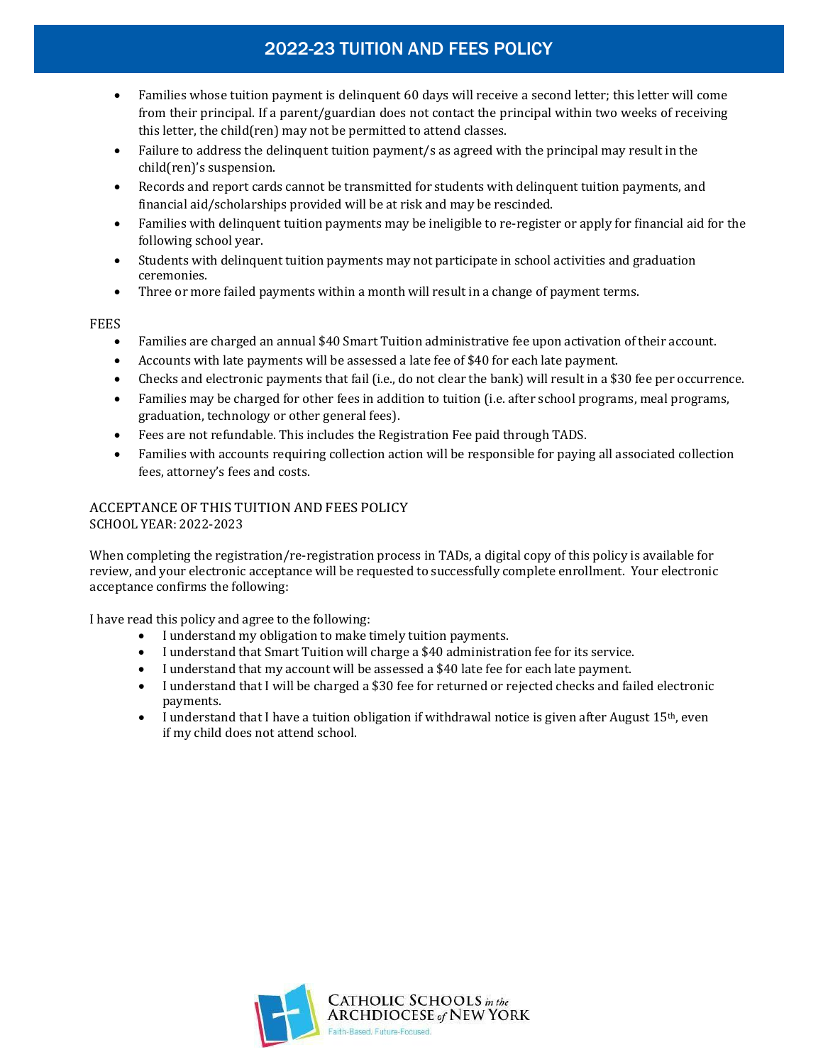# 2022-23 TUITION AND FEES POLICY

- Families whose tuition payment is delinquent 60 days will receive a second letter; this letter will come from their principal. If a parent/guardian does not contact the principal within two weeks of receiving this letter, the child(ren) may not be permitted to attend classes.
- Failure to address the delinquent tuition payment/s as agreed with the principal may result in the child(ren)'s suspension.
- Records and report cards cannot be transmitted for students with delinquent tuition payments, and financial aid/scholarships provided will be at risk and may be rescinded.
- Families with delinquent tuition payments may be ineligible to re-register or apply for financial aid for the following school year.
- Students with delinquent tuition payments may not participate in school activities and graduation ceremonies.
- Three or more failed payments within a month will result in a change of payment terms.

FEES

- Families are charged an annual $40 Smart Tuition administrative fee upon activation of their account.
- Accounts with late payments will be assessed a late fee of $40 for each late payment.
- Checks and electronic payments that fail (i.e., do not clear the bank) will result in a $30 fee per occurrence.
- Families may be charged for other fees in addition to tuition (i.e. after school programs, meal programs, graduation, technology or other general fees).
- Fees are not refundable. This includes the Registration Fee paid through TADS.
- Families with accounts requiring collection action will be responsible for paying all associated collection fees, attorney's fees and costs.

ACCEPTANCE OF THIS TUITION AND FEES POLICY
SCHOOL YEAR: 2022-2023

When completing the registration/re-registration process in TADs, a digital copy of this policy is available for review, and your electronic acceptance will be requested to successfully complete enrollment. Your electronic acceptance confirms the following:

I have read this policy and agree to the following:

- I understand my obligation to make timely tuition payments.
- I understand that Smart Tuition will charge a $40 administration fee for its service.
- I understand that my account will be assessed a $40 late fee for each late payment.
- I understand that I will be charged a $30 fee for returned or rejected checks and failed electronic payments.
- I understand that I have a tuition obligation if withdrawal notice is given after August 15th, even if my child does not attend school.

CATHOLIC SCHOOLS in the ARCHDIOCESE of NEW YORK
Faith-Based. Future-Focused.